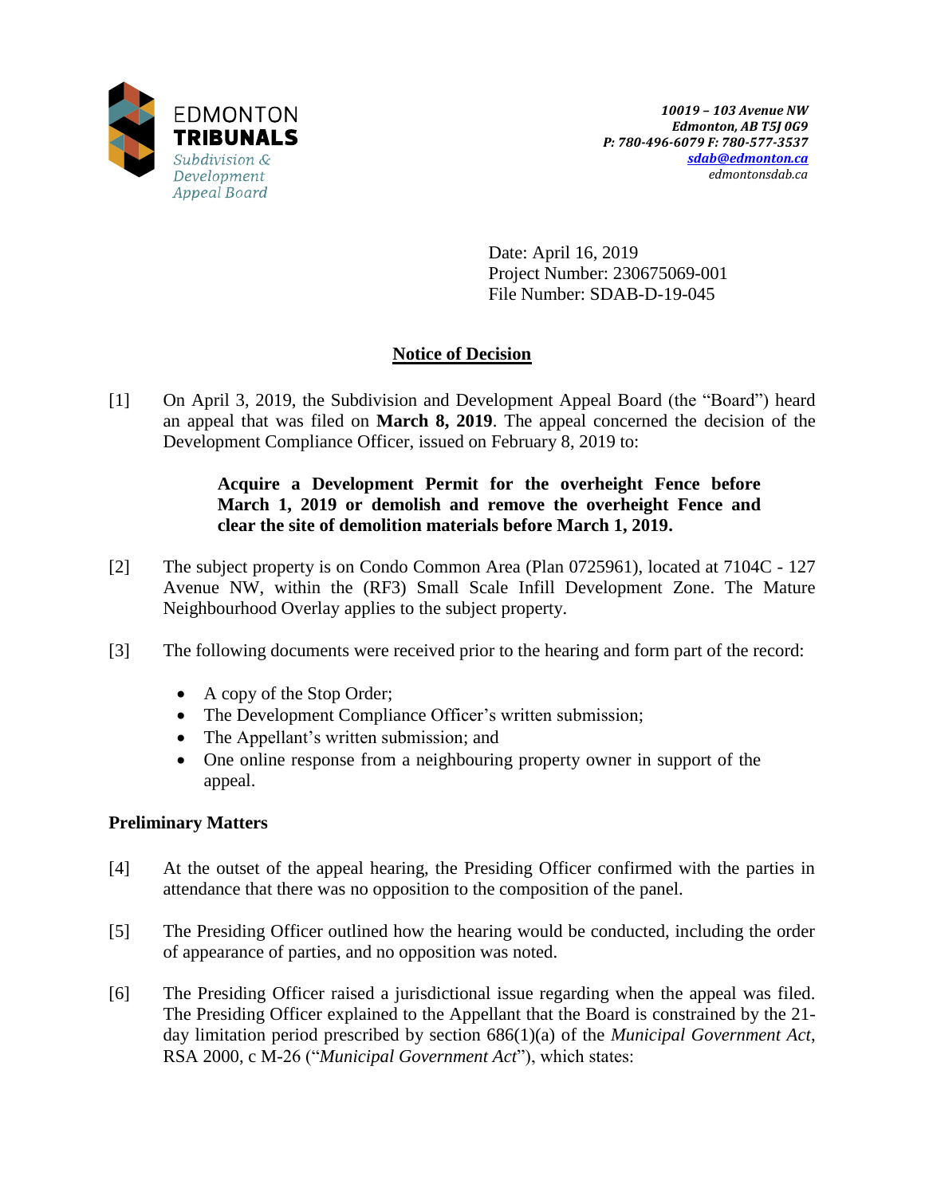EDMONTON **TRIBUNALS**
*Subdivision & Development Appeal Board*

*10019 – 103 Avenue NW*
*Edmonton, AB T5J 0G9*
*P: 780-496-6079 F: 780-577-3537*
*sdab@edmonton.ca*
*edmontonsdab.ca*

Date: April 16, 2019
Project Number: 230675069-001
File Number: SDAB-D-19-045

## Notice of Decision

[1] On April 3, 2019, the Subdivision and Development Appeal Board (the "Board") heard an appeal that was filed on **March 8, 2019**. The appeal concerned the decision of the Development Compliance Officer, issued on February 8, 2019 to:

> **Acquire a Development Permit for the overheight Fence before March 1, 2019 or demolish and remove the overheight Fence and clear the site of demolition materials before March 1, 2019.**

[2] The subject property is on Condo Common Area (Plan 0725961), located at 7104C - 127 Avenue NW, within the (RF3) Small Scale Infill Development Zone. The Mature Neighbourhood Overlay applies to the subject property.

[3] The following documents were received prior to the hearing and form part of the record:

- A copy of the Stop Order;
- The Development Compliance Officer's written submission;
- The Appellant's written submission; and
- One online response from a neighbouring property owner in support of the appeal.

### Preliminary Matters

[4] At the outset of the appeal hearing, the Presiding Officer confirmed with the parties in attendance that there was no opposition to the composition of the panel.

[5] The Presiding Officer outlined how the hearing would be conducted, including the order of appearance of parties, and no opposition was noted.

[6] The Presiding Officer raised a jurisdictional issue regarding when the appeal was filed. The Presiding Officer explained to the Appellant that the Board is constrained by the 21-day limitation period prescribed by section 686(1)(a) of the *Municipal Government Act*, RSA 2000, c M-26 ("*Municipal Government Act*"), which states: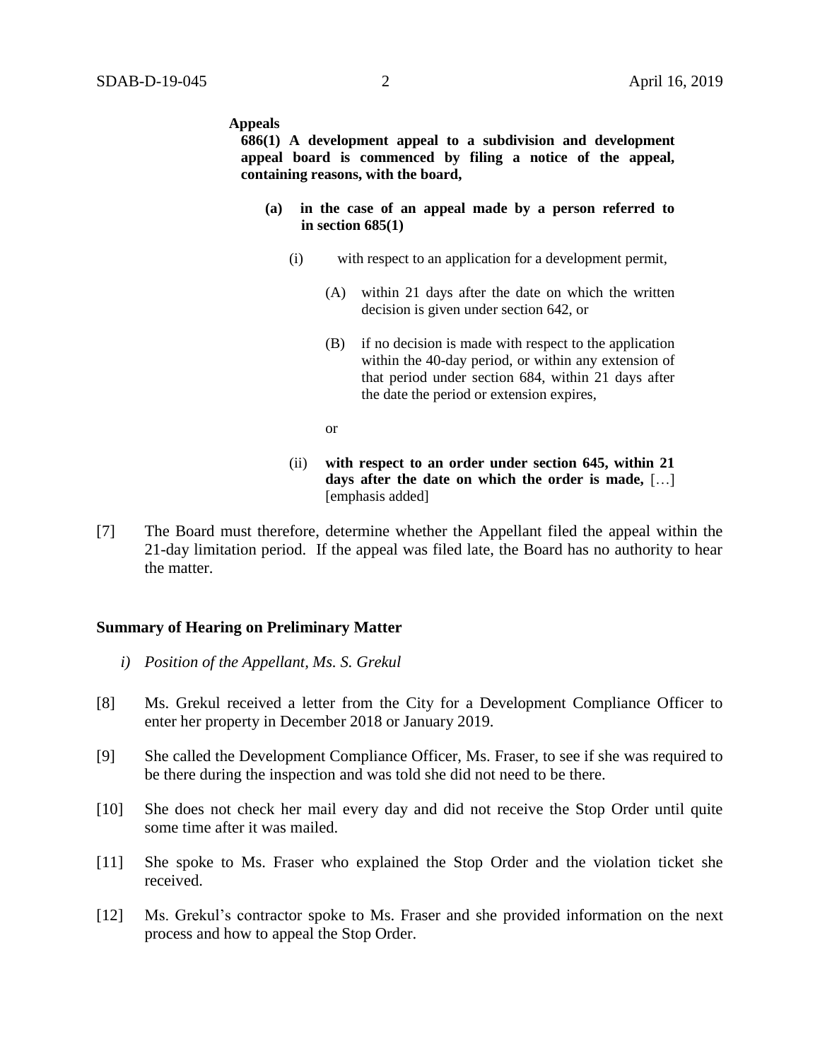**Appeals**

**686(1) A development appeal to a subdivision and development appeal board is commenced by filing a notice of the appeal, containing reasons, with the board,**

**(a) in the case of an appeal made by a person referred to in section 685(1)**

(i) with respect to an application for a development permit,

(A) within 21 days after the date on which the written decision is given under section 642, or

(B) if no decision is made with respect to the application within the 40-day period, or within any extension of that period under section 684, within 21 days after the date the period or extension expires,

or

(ii) **with respect to an order under section 645, within 21 days after the date on which the order is made,** […] [emphasis added]

[7] The Board must therefore, determine whether the Appellant filed the appeal within the 21-day limitation period. If the appeal was filed late, the Board has no authority to hear the matter.

### Summary of Hearing on Preliminary Matter

*i) Position of the Appellant, Ms. S. Grekul*

[8] Ms. Grekul received a letter from the City for a Development Compliance Officer to enter her property in December 2018 or January 2019.

[9] She called the Development Compliance Officer, Ms. Fraser, to see if she was required to be there during the inspection and was told she did not need to be there.

[10] She does not check her mail every day and did not receive the Stop Order until quite some time after it was mailed.

[11] She spoke to Ms. Fraser who explained the Stop Order and the violation ticket she received.

[12] Ms. Grekul's contractor spoke to Ms. Fraser and she provided information on the next process and how to appeal the Stop Order.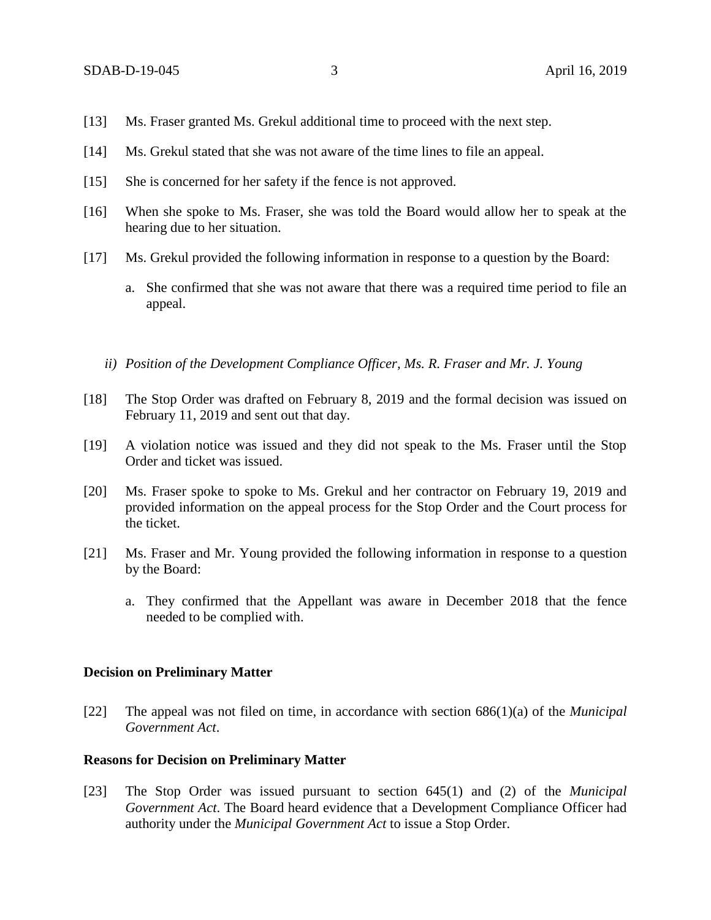[13] Ms. Fraser granted Ms. Grekul additional time to proceed with the next step.

[14] Ms. Grekul stated that she was not aware of the time lines to file an appeal.

[15] She is concerned for her safety if the fence is not approved.

[16] When she spoke to Ms. Fraser, she was told the Board would allow her to speak at the hearing due to her situation.

[17] Ms. Grekul provided the following information in response to a question by the Board:

a. She confirmed that she was not aware that there was a required time period to file an appeal.

*ii) Position of the Development Compliance Officer, Ms. R. Fraser and Mr. J. Young*

[18] The Stop Order was drafted on February 8, 2019 and the formal decision was issued on February 11, 2019 and sent out that day.

[19] A violation notice was issued and they did not speak to the Ms. Fraser until the Stop Order and ticket was issued.

[20] Ms. Fraser spoke to spoke to Ms. Grekul and her contractor on February 19, 2019 and provided information on the appeal process for the Stop Order and the Court process for the ticket.

[21] Ms. Fraser and Mr. Young provided the following information in response to a question by the Board:

a. They confirmed that the Appellant was aware in December 2018 that the fence needed to be complied with.

**Decision on Preliminary Matter**

[22] The appeal was not filed on time, in accordance with section 686(1)(a) of the *Municipal Government Act*.

**Reasons for Decision on Preliminary Matter**

[23] The Stop Order was issued pursuant to section 645(1) and (2) of the *Municipal Government Act.* The Board heard evidence that a Development Compliance Officer had authority under the *Municipal Government Act* to issue a Stop Order.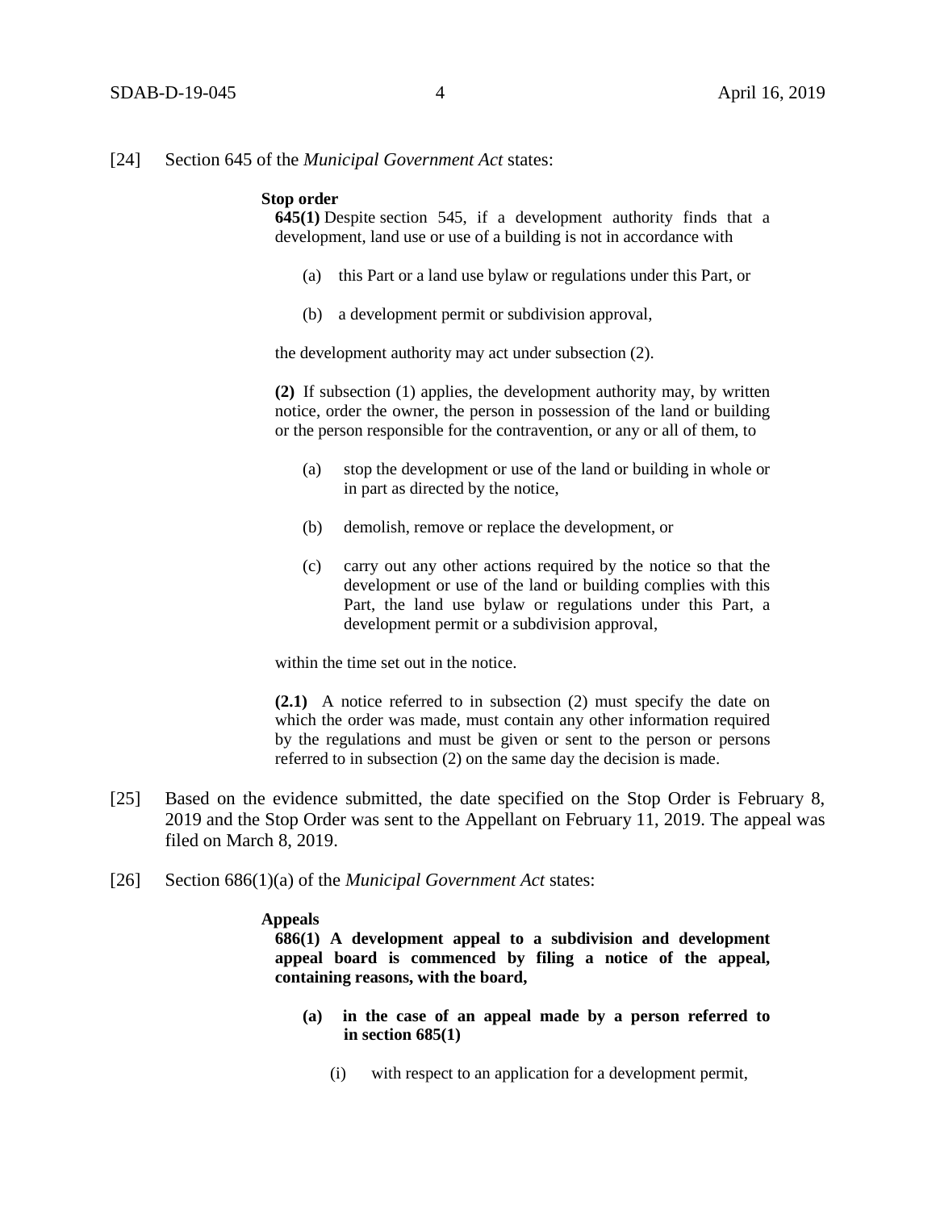[24] Section 645 of the *Municipal Government Act* states:

> **Stop order**
>
> **645(1)** Despite section 545, if a development authority finds that a development, land use or use of a building is not in accordance with
>
> (a) this Part or a land use bylaw or regulations under this Part, or
>
> (b) a development permit or subdivision approval,
>
> the development authority may act under subsection (2).
>
> **(2)** If subsection (1) applies, the development authority may, by written notice, order the owner, the person in possession of the land or building or the person responsible for the contravention, or any or all of them, to
>
> (a) stop the development or use of the land or building in whole or in part as directed by the notice,
>
> (b) demolish, remove or replace the development, or
>
> (c) carry out any other actions required by the notice so that the development or use of the land or building complies with this Part, the land use bylaw or regulations under this Part, a development permit or a subdivision approval,
>
> within the time set out in the notice.
>
> **(2.1)** A notice referred to in subsection (2) must specify the date on which the order was made, must contain any other information required by the regulations and must be given or sent to the person or persons referred to in subsection (2) on the same day the decision is made.

[25] Based on the evidence submitted, the date specified on the Stop Order is February 8, 2019 and the Stop Order was sent to the Appellant on February 11, 2019. The appeal was filed on March 8, 2019.

[26] Section 686(1)(a) of the *Municipal Government Act* states:

> **Appeals**
>
> **686(1) A development appeal to a subdivision and development appeal board is commenced by filing a notice of the appeal, containing reasons, with the board,**
>
> **(a) in the case of an appeal made by a person referred to in section 685(1)**
>
> (i) with respect to an application for a development permit,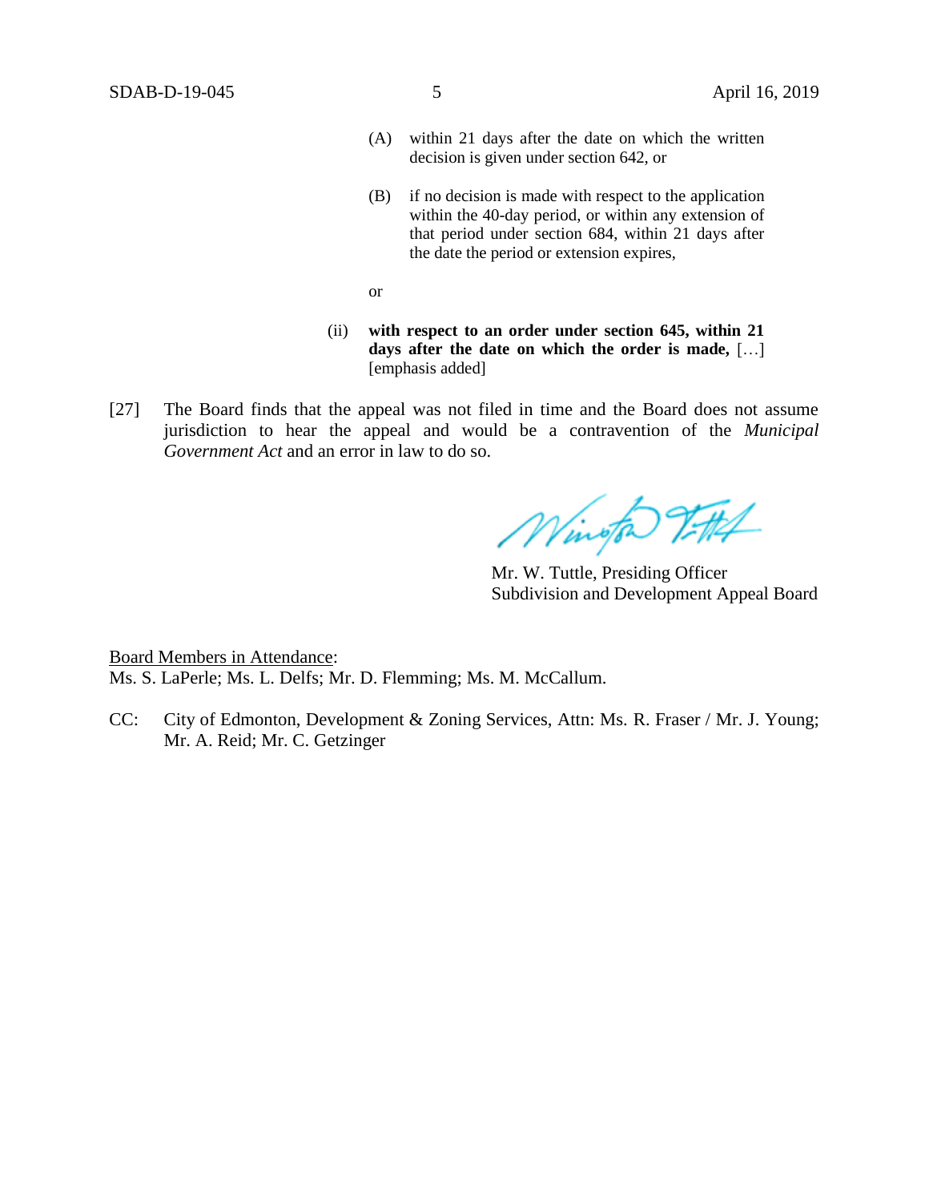(A) within 21 days after the date on which the written decision is given under section 642, or

(B) if no decision is made with respect to the application within the 40-day period, or within any extension of that period under section 684, within 21 days after the date the period or extension expires,

or

(ii) **with respect to an order under section 645, within 21 days after the date on which the order is made,** […] [emphasis added]

[27] The Board finds that the appeal was not filed in time and the Board does not assume jurisdiction to hear the appeal and would be a contravention of the *Municipal Government Act* and an error in law to do so.

Mr. W. Tuttle, Presiding Officer
Subdivision and Development Appeal Board

Board Members in Attendance:
Ms. S. LaPerle; Ms. L. Delfs; Mr. D. Flemming; Ms. M. McCallum.

CC: City of Edmonton, Development & Zoning Services, Attn: Ms. R. Fraser / Mr. J. Young; Mr. A. Reid; Mr. C. Getzinger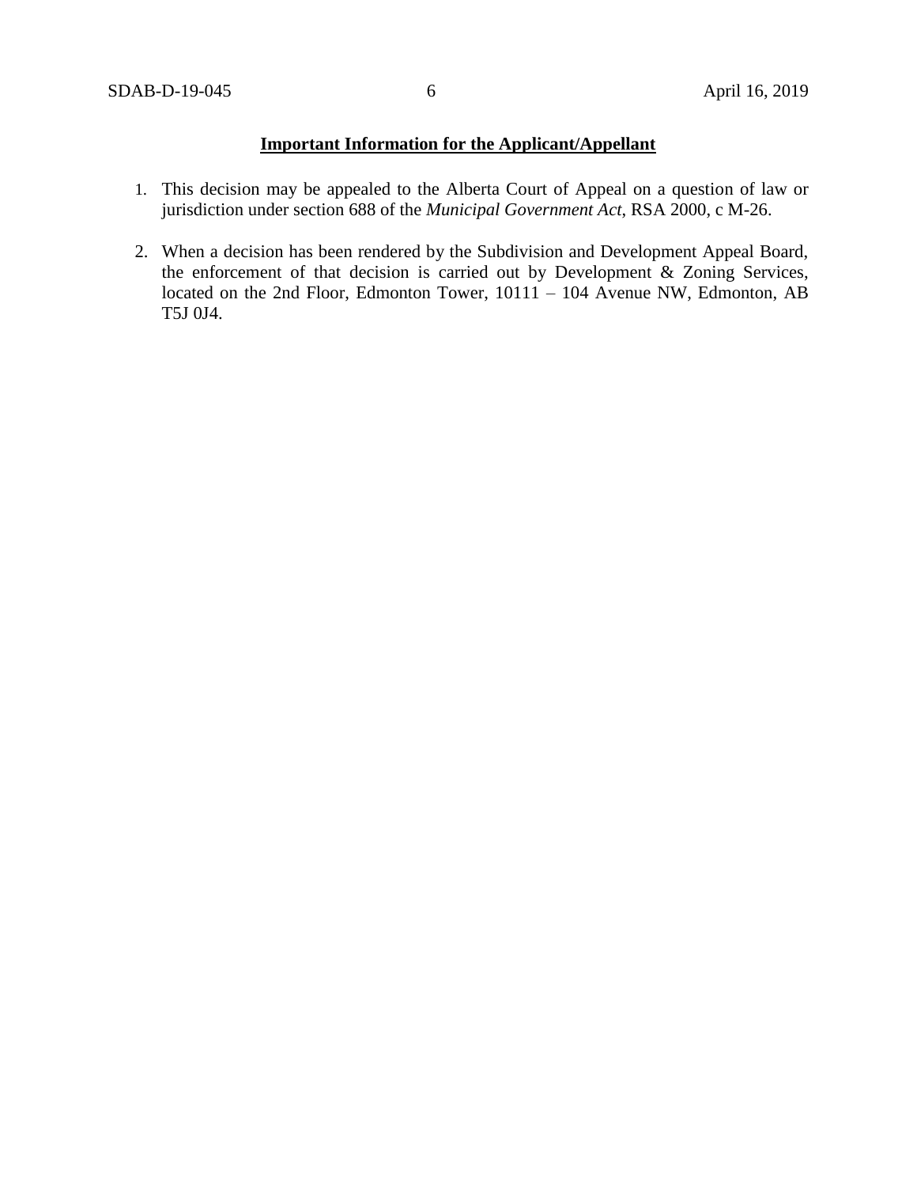**Important Information for the Applicant/Appellant**

1. This decision may be appealed to the Alberta Court of Appeal on a question of law or jurisdiction under section 688 of the *Municipal Government Act*, RSA 2000, c M-26.

2. When a decision has been rendered by the Subdivision and Development Appeal Board, the enforcement of that decision is carried out by Development & Zoning Services, located on the 2nd Floor, Edmonton Tower, 10111 – 104 Avenue NW, Edmonton, AB T5J 0J4.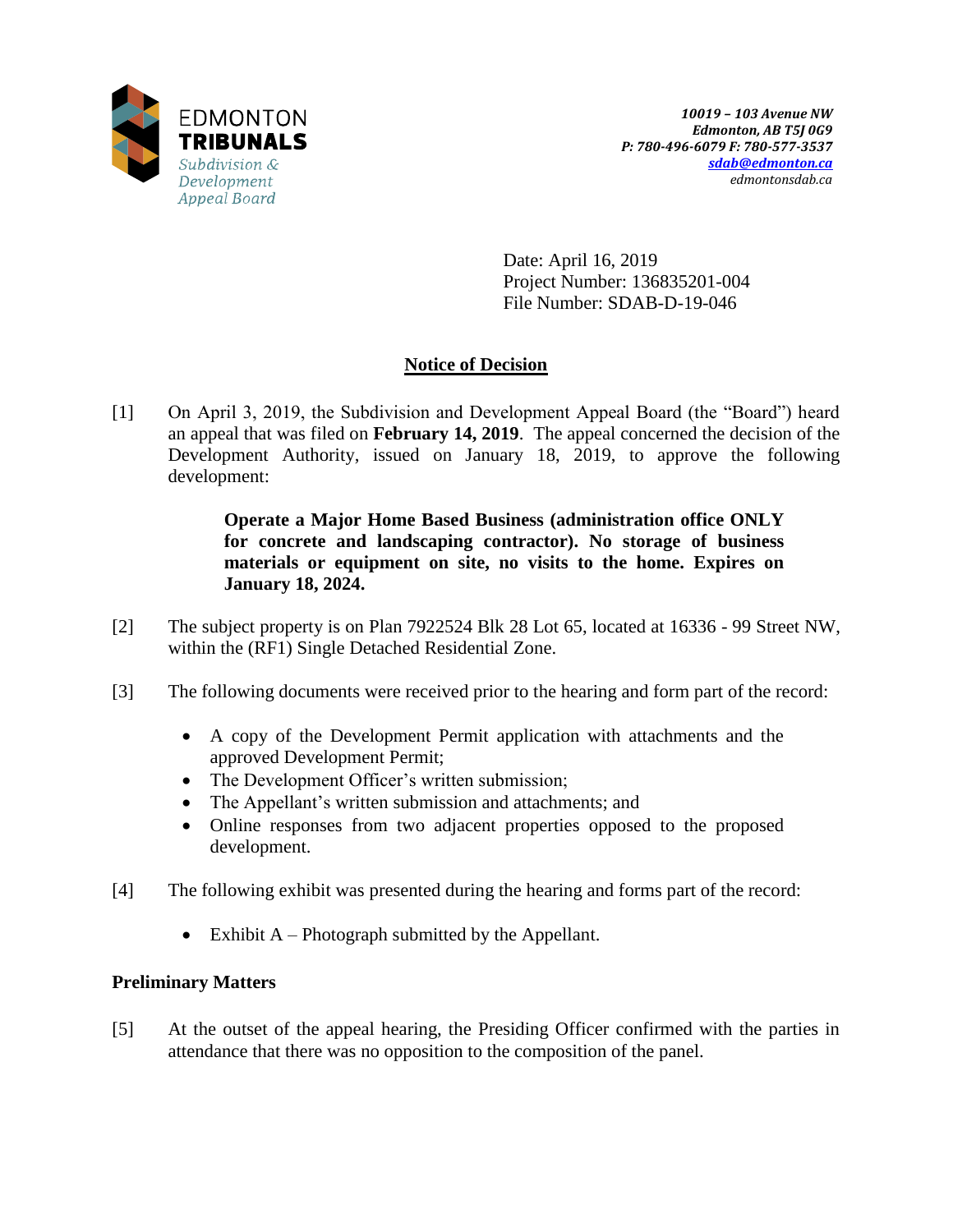Date: April 16, 2019
Project Number: 136835201-004
File Number: SDAB-D-19-046

## Notice of Decision

[1] On April 3, 2019, the Subdivision and Development Appeal Board (the "Board") heard an appeal that was filed on **February 14, 2019**. The appeal concerned the decision of the Development Authority, issued on January 18, 2019, to approve the following development:

> **Operate a Major Home Based Business (administration office ONLY for concrete and landscaping contractor). No storage of business materials or equipment on site, no visits to the home. Expires on January 18, 2024.**

[2] The subject property is on Plan 7922524 Blk 28 Lot 65, located at 16336 - 99 Street NW, within the (RF1) Single Detached Residential Zone.

[3] The following documents were received prior to the hearing and form part of the record:

- A copy of the Development Permit application with attachments and the approved Development Permit;
- The Development Officer's written submission;
- The Appellant's written submission and attachments; and
- Online responses from two adjacent properties opposed to the proposed development.

[4] The following exhibit was presented during the hearing and forms part of the record:

- Exhibit A – Photograph submitted by the Appellant.

### Preliminary Matters

[5] At the outset of the appeal hearing, the Presiding Officer confirmed with the parties in attendance that there was no opposition to the composition of the panel.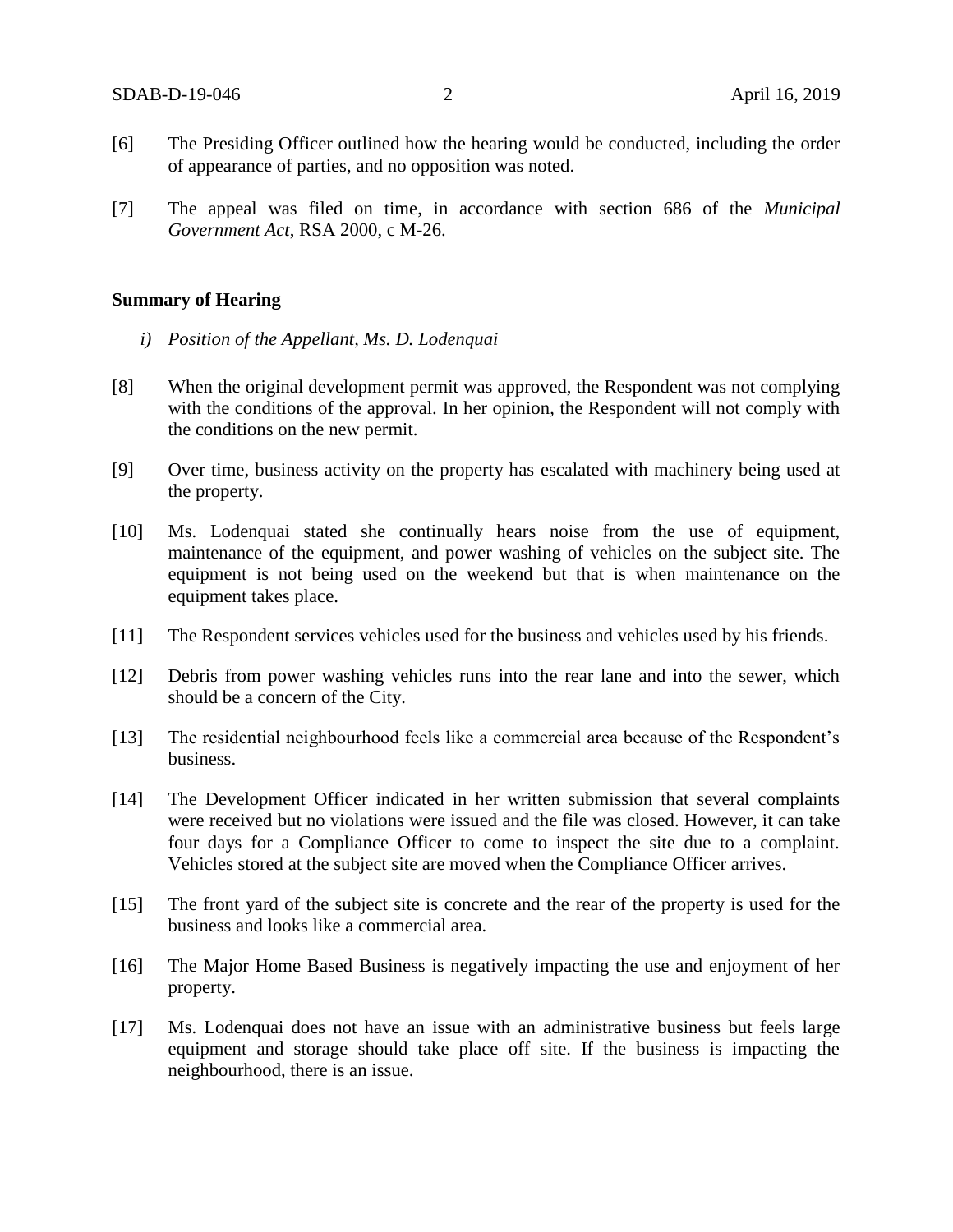[6] The Presiding Officer outlined how the hearing would be conducted, including the order of appearance of parties, and no opposition was noted.

[7] The appeal was filed on time, in accordance with section 686 of the *Municipal Government Act*, RSA 2000, c M-26.

**Summary of Hearing**

*i) Position of the Appellant, Ms. D. Lodenquai*

[8] When the original development permit was approved, the Respondent was not complying with the conditions of the approval. In her opinion, the Respondent will not comply with the conditions on the new permit.

[9] Over time, business activity on the property has escalated with machinery being used at the property.

[10] Ms. Lodenquai stated she continually hears noise from the use of equipment, maintenance of the equipment, and power washing of vehicles on the subject site. The equipment is not being used on the weekend but that is when maintenance on the equipment takes place.

[11] The Respondent services vehicles used for the business and vehicles used by his friends.

[12] Debris from power washing vehicles runs into the rear lane and into the sewer, which should be a concern of the City.

[13] The residential neighbourhood feels like a commercial area because of the Respondent's business.

[14] The Development Officer indicated in her written submission that several complaints were received but no violations were issued and the file was closed. However, it can take four days for a Compliance Officer to come to inspect the site due to a complaint. Vehicles stored at the subject site are moved when the Compliance Officer arrives.

[15] The front yard of the subject site is concrete and the rear of the property is used for the business and looks like a commercial area.

[16] The Major Home Based Business is negatively impacting the use and enjoyment of her property.

[17] Ms. Lodenquai does not have an issue with an administrative business but feels large equipment and storage should take place off site. If the business is impacting the neighbourhood, there is an issue.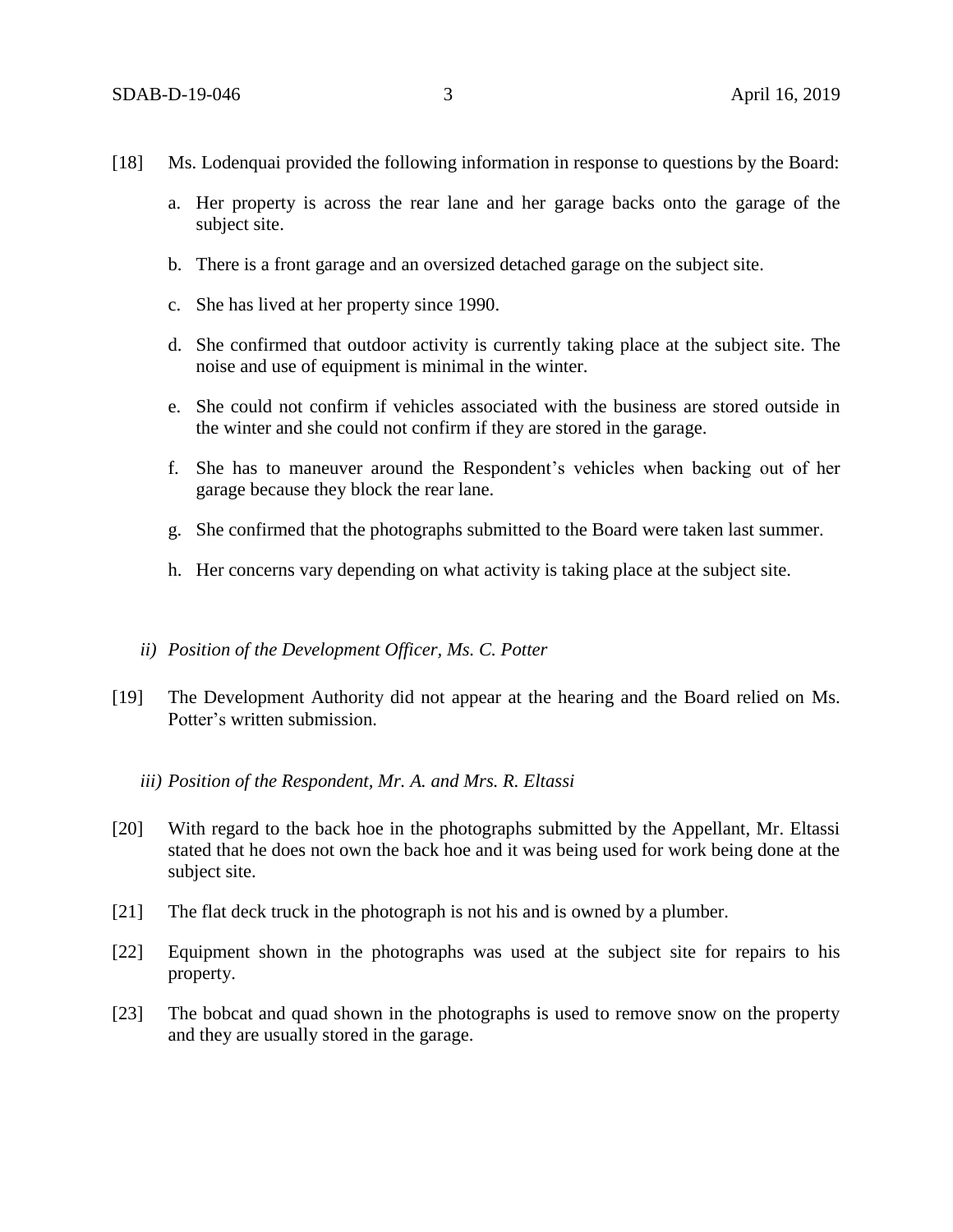[18] Ms. Lodenquai provided the following information in response to questions by the Board:

a. Her property is across the rear lane and her garage backs onto the garage of the subject site.

b. There is a front garage and an oversized detached garage on the subject site.

c. She has lived at her property since 1990.

d. She confirmed that outdoor activity is currently taking place at the subject site. The noise and use of equipment is minimal in the winter.

e. She could not confirm if vehicles associated with the business are stored outside in the winter and she could not confirm if they are stored in the garage.

f. She has to maneuver around the Respondent's vehicles when backing out of her garage because they block the rear lane.

g. She confirmed that the photographs submitted to the Board were taken last summer.

h. Her concerns vary depending on what activity is taking place at the subject site.

*ii) Position of the Development Officer, Ms. C. Potter*

[19] The Development Authority did not appear at the hearing and the Board relied on Ms. Potter's written submission.

*iii) Position of the Respondent, Mr. A. and Mrs. R. Eltassi*

[20] With regard to the back hoe in the photographs submitted by the Appellant, Mr. Eltassi stated that he does not own the back hoe and it was being used for work being done at the subject site.

[21] The flat deck truck in the photograph is not his and is owned by a plumber.

[22] Equipment shown in the photographs was used at the subject site for repairs to his property.

[23] The bobcat and quad shown in the photographs is used to remove snow on the property and they are usually stored in the garage.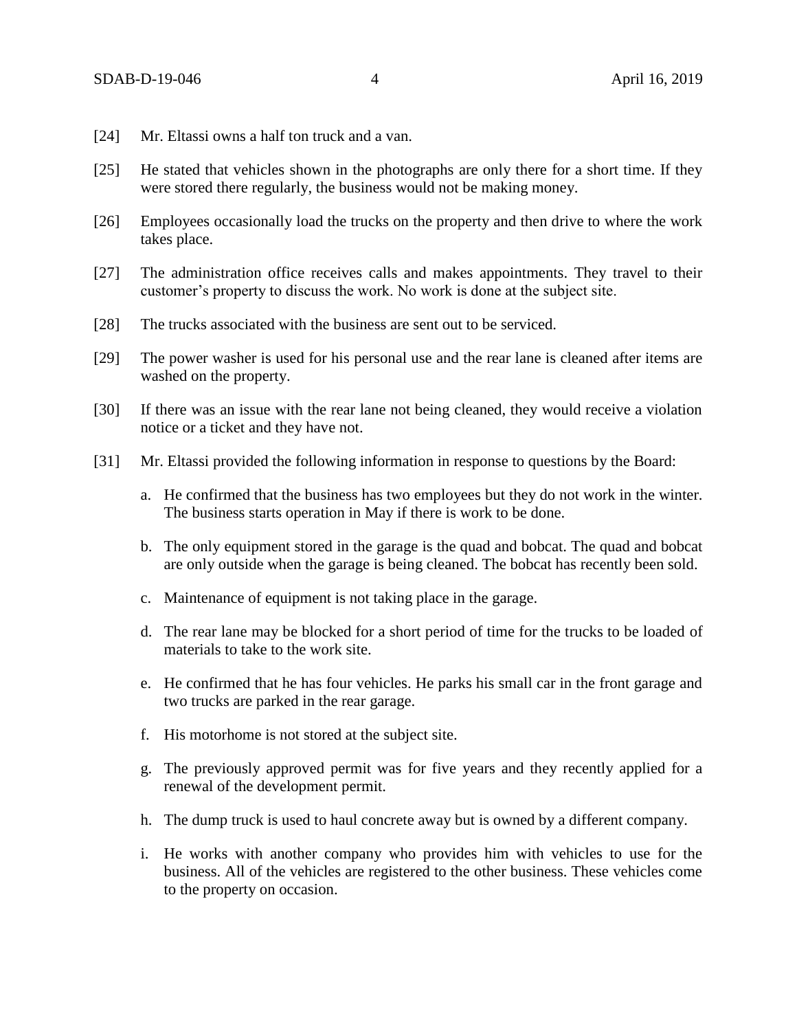[24] Mr. Eltassi owns a half ton truck and a van.

[25] He stated that vehicles shown in the photographs are only there for a short time. If they were stored there regularly, the business would not be making money.

[26] Employees occasionally load the trucks on the property and then drive to where the work takes place.

[27] The administration office receives calls and makes appointments. They travel to their customer's property to discuss the work. No work is done at the subject site.

[28] The trucks associated with the business are sent out to be serviced.

[29] The power washer is used for his personal use and the rear lane is cleaned after items are washed on the property.

[30] If there was an issue with the rear lane not being cleaned, they would receive a violation notice or a ticket and they have not.

[31] Mr. Eltassi provided the following information in response to questions by the Board:

a. He confirmed that the business has two employees but they do not work in the winter. The business starts operation in May if there is work to be done.

b. The only equipment stored in the garage is the quad and bobcat. The quad and bobcat are only outside when the garage is being cleaned. The bobcat has recently been sold.

c. Maintenance of equipment is not taking place in the garage.

d. The rear lane may be blocked for a short period of time for the trucks to be loaded of materials to take to the work site.

e. He confirmed that he has four vehicles. He parks his small car in the front garage and two trucks are parked in the rear garage.

f. His motorhome is not stored at the subject site.

g. The previously approved permit was for five years and they recently applied for a renewal of the development permit.

h. The dump truck is used to haul concrete away but is owned by a different company.

i. He works with another company who provides him with vehicles to use for the business. All of the vehicles are registered to the other business. These vehicles come to the property on occasion.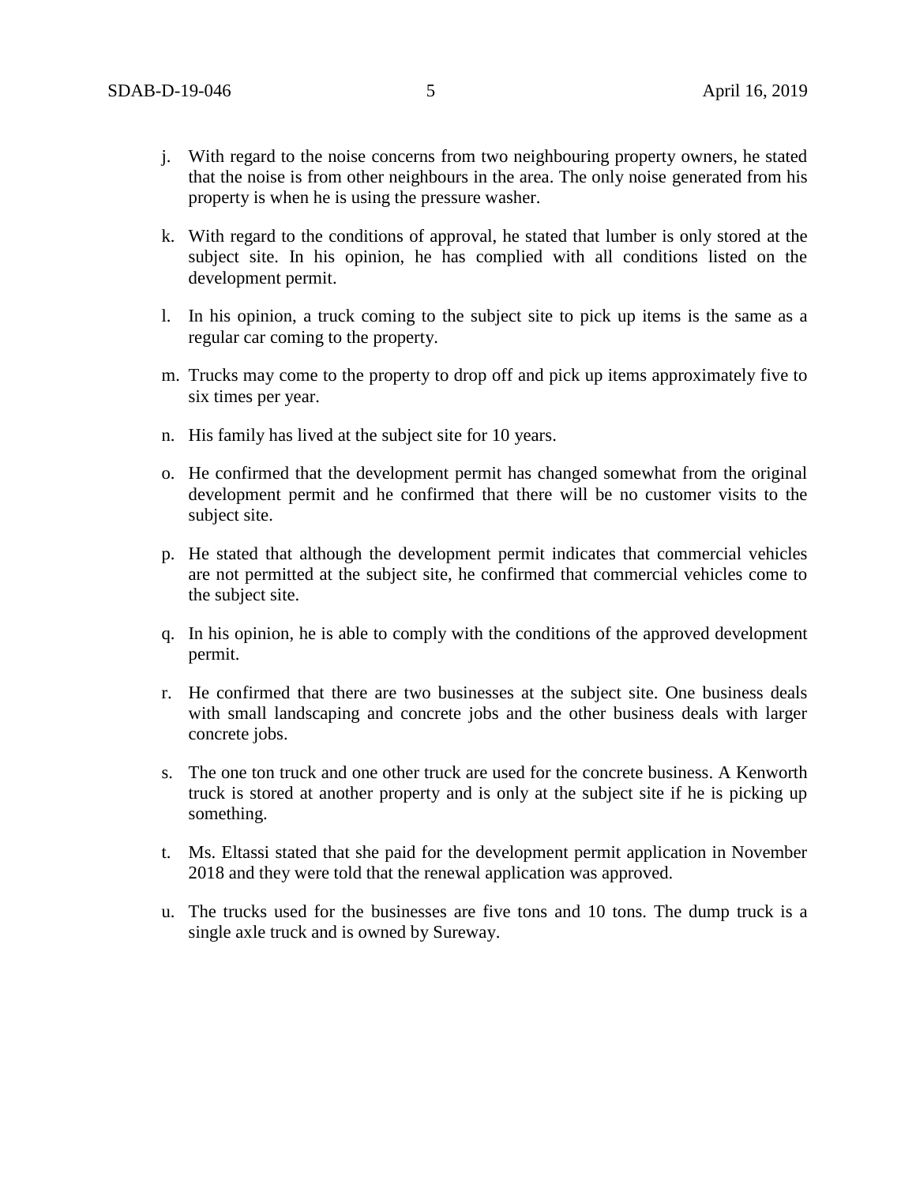j. With regard to the noise concerns from two neighbouring property owners, he stated that the noise is from other neighbours in the area. The only noise generated from his property is when he is using the pressure washer.

k. With regard to the conditions of approval, he stated that lumber is only stored at the subject site. In his opinion, he has complied with all conditions listed on the development permit.

l. In his opinion, a truck coming to the subject site to pick up items is the same as a regular car coming to the property.

m. Trucks may come to the property to drop off and pick up items approximately five to six times per year.

n. His family has lived at the subject site for 10 years.

o. He confirmed that the development permit has changed somewhat from the original development permit and he confirmed that there will be no customer visits to the subject site.

p. He stated that although the development permit indicates that commercial vehicles are not permitted at the subject site, he confirmed that commercial vehicles come to the subject site.

q. In his opinion, he is able to comply with the conditions of the approved development permit.

r. He confirmed that there are two businesses at the subject site. One business deals with small landscaping and concrete jobs and the other business deals with larger concrete jobs.

s. The one ton truck and one other truck are used for the concrete business. A Kenworth truck is stored at another property and is only at the subject site if he is picking up something.

t. Ms. Eltassi stated that she paid for the development permit application in November 2018 and they were told that the renewal application was approved.

u. The trucks used for the businesses are five tons and 10 tons. The dump truck is a single axle truck and is owned by Sureway.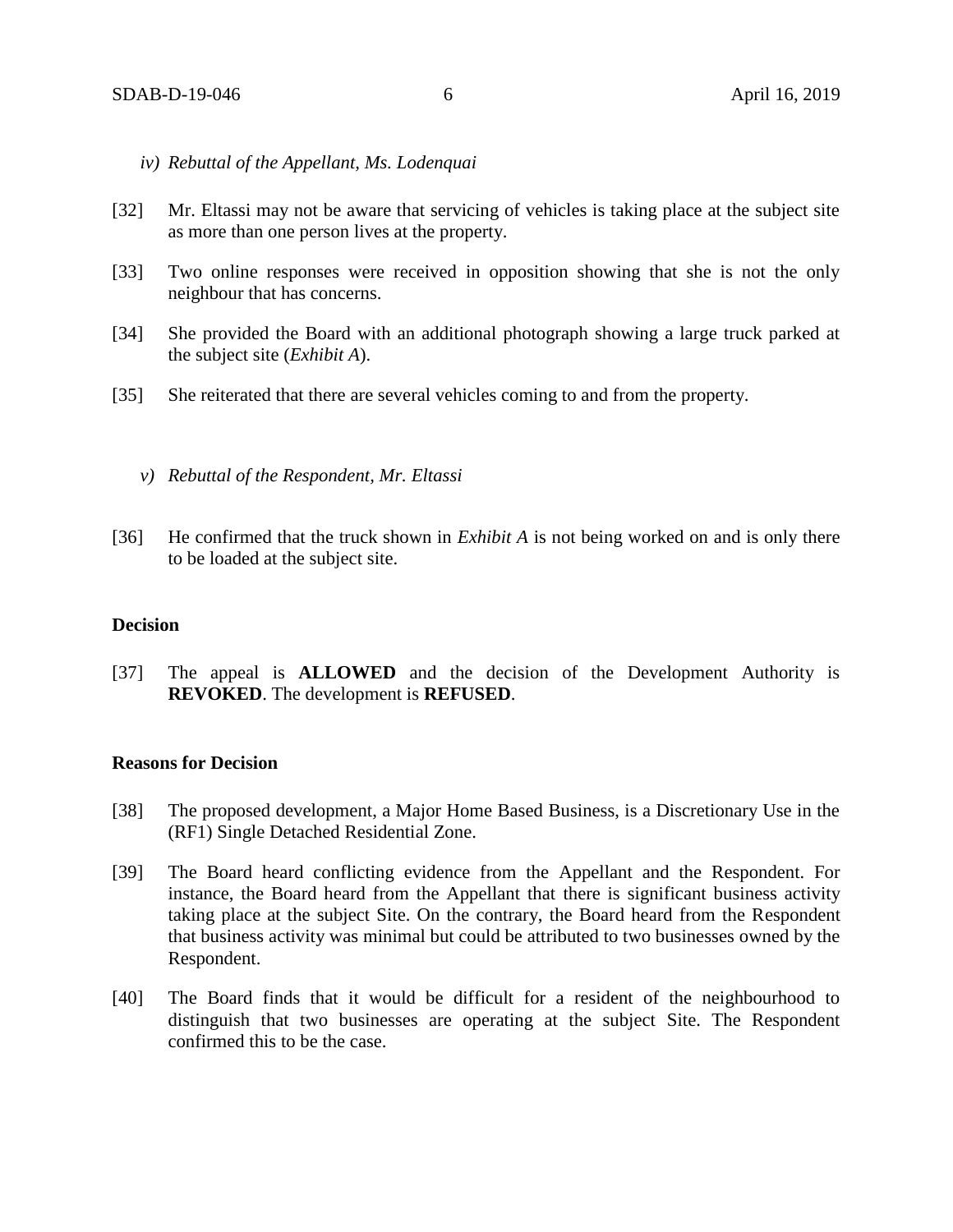*iv) Rebuttal of the Appellant, Ms. Lodenquai*

[32] Mr. Eltassi may not be aware that servicing of vehicles is taking place at the subject site as more than one person lives at the property.

[33] Two online responses were received in opposition showing that she is not the only neighbour that has concerns.

[34] She provided the Board with an additional photograph showing a large truck parked at the subject site (*Exhibit A*).

[35] She reiterated that there are several vehicles coming to and from the property.

*v) Rebuttal of the Respondent, Mr. Eltassi*

[36] He confirmed that the truck shown in *Exhibit A* is not being worked on and is only there to be loaded at the subject site.

**Decision**

[37] The appeal is **ALLOWED** and the decision of the Development Authority is **REVOKED**. The development is **REFUSED**.

**Reasons for Decision**

[38] The proposed development, a Major Home Based Business, is a Discretionary Use in the (RF1) Single Detached Residential Zone.

[39] The Board heard conflicting evidence from the Appellant and the Respondent. For instance, the Board heard from the Appellant that there is significant business activity taking place at the subject Site. On the contrary, the Board heard from the Respondent that business activity was minimal but could be attributed to two businesses owned by the Respondent.

[40] The Board finds that it would be difficult for a resident of the neighbourhood to distinguish that two businesses are operating at the subject Site. The Respondent confirmed this to be the case.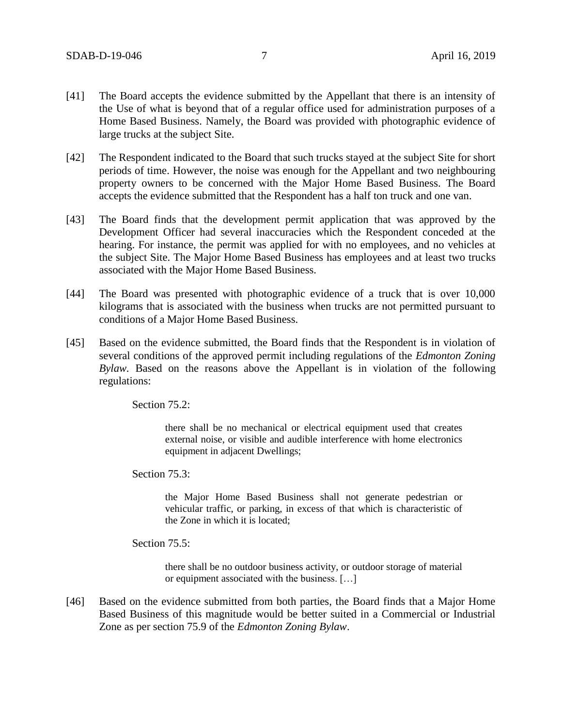[41] The Board accepts the evidence submitted by the Appellant that there is an intensity of the Use of what is beyond that of a regular office used for administration purposes of a Home Based Business. Namely, the Board was provided with photographic evidence of large trucks at the subject Site.

[42] The Respondent indicated to the Board that such trucks stayed at the subject Site for short periods of time. However, the noise was enough for the Appellant and two neighbouring property owners to be concerned with the Major Home Based Business. The Board accepts the evidence submitted that the Respondent has a half ton truck and one van.

[43] The Board finds that the development permit application that was approved by the Development Officer had several inaccuracies which the Respondent conceded at the hearing. For instance, the permit was applied for with no employees, and no vehicles at the subject Site. The Major Home Based Business has employees and at least two trucks associated with the Major Home Based Business.

[44] The Board was presented with photographic evidence of a truck that is over 10,000 kilograms that is associated with the business when trucks are not permitted pursuant to conditions of a Major Home Based Business.

[45] Based on the evidence submitted, the Board finds that the Respondent is in violation of several conditions of the approved permit including regulations of the *Edmonton Zoning Bylaw*. Based on the reasons above the Appellant is in violation of the following regulations:

> Section 75.2:
>
> > there shall be no mechanical or electrical equipment used that creates external noise, or visible and audible interference with home electronics equipment in adjacent Dwellings;
>
> Section 75.3:
>
> > the Major Home Based Business shall not generate pedestrian or vehicular traffic, or parking, in excess of that which is characteristic of the Zone in which it is located;
>
> Section 75.5:
>
> > there shall be no outdoor business activity, or outdoor storage of material or equipment associated with the business. […]

[46] Based on the evidence submitted from both parties, the Board finds that a Major Home Based Business of this magnitude would be better suited in a Commercial or Industrial Zone as per section 75.9 of the *Edmonton Zoning Bylaw*.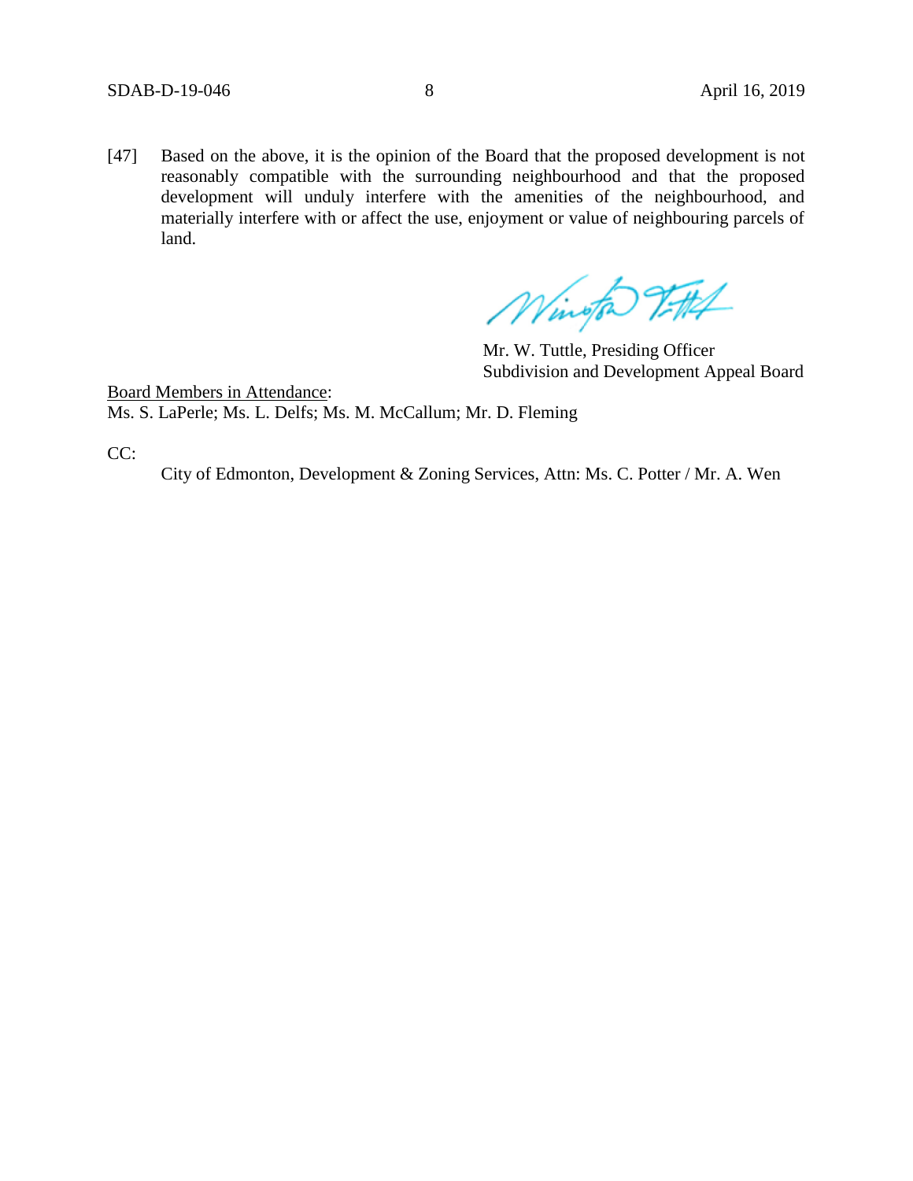[47] Based on the above, it is the opinion of the Board that the proposed development is not reasonably compatible with the surrounding neighbourhood and that the proposed development will unduly interfere with the amenities of the neighbourhood, and materially interfere with or affect the use, enjoyment or value of neighbouring parcels of land.

Mr. W. Tuttle, Presiding Officer
Subdivision and Development Appeal Board

Board Members in Attendance:
Ms. S. LaPerle; Ms. L. Delfs; Ms. M. McCallum; Mr. D. Fleming

CC:

City of Edmonton, Development & Zoning Services, Attn: Ms. C. Potter / Mr. A. Wen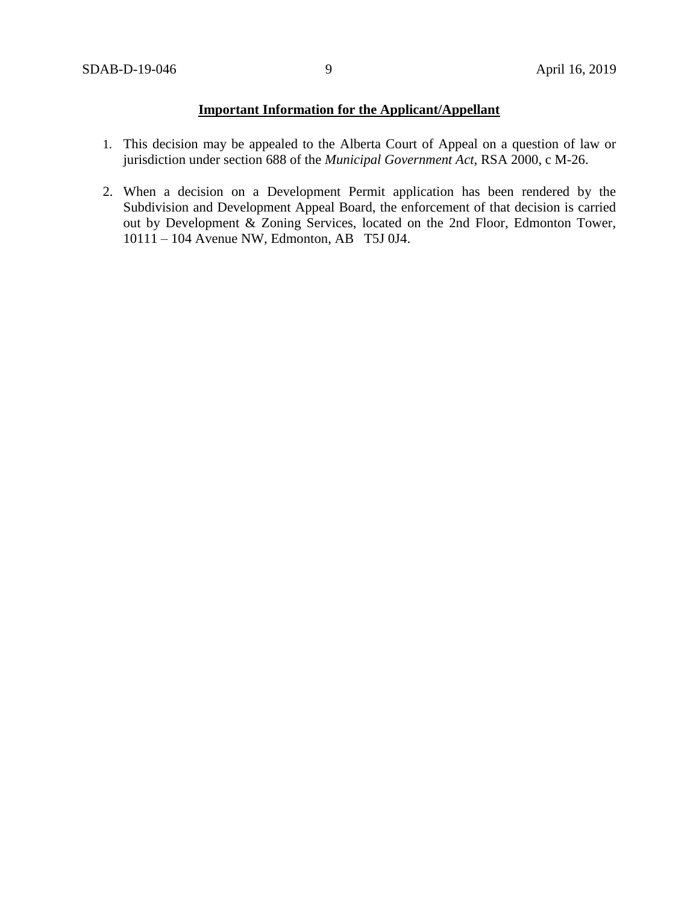**Important Information for the Applicant/Appellant**

1. This decision may be appealed to the Alberta Court of Appeal on a question of law or jurisdiction under section 688 of the *Municipal Government Act*, RSA 2000, c M-26.

2. When a decision on a Development Permit application has been rendered by the Subdivision and Development Appeal Board, the enforcement of that decision is carried out by Development & Zoning Services, located on the 2nd Floor, Edmonton Tower, 10111 – 104 Avenue NW, Edmonton, AB T5J 0J4.